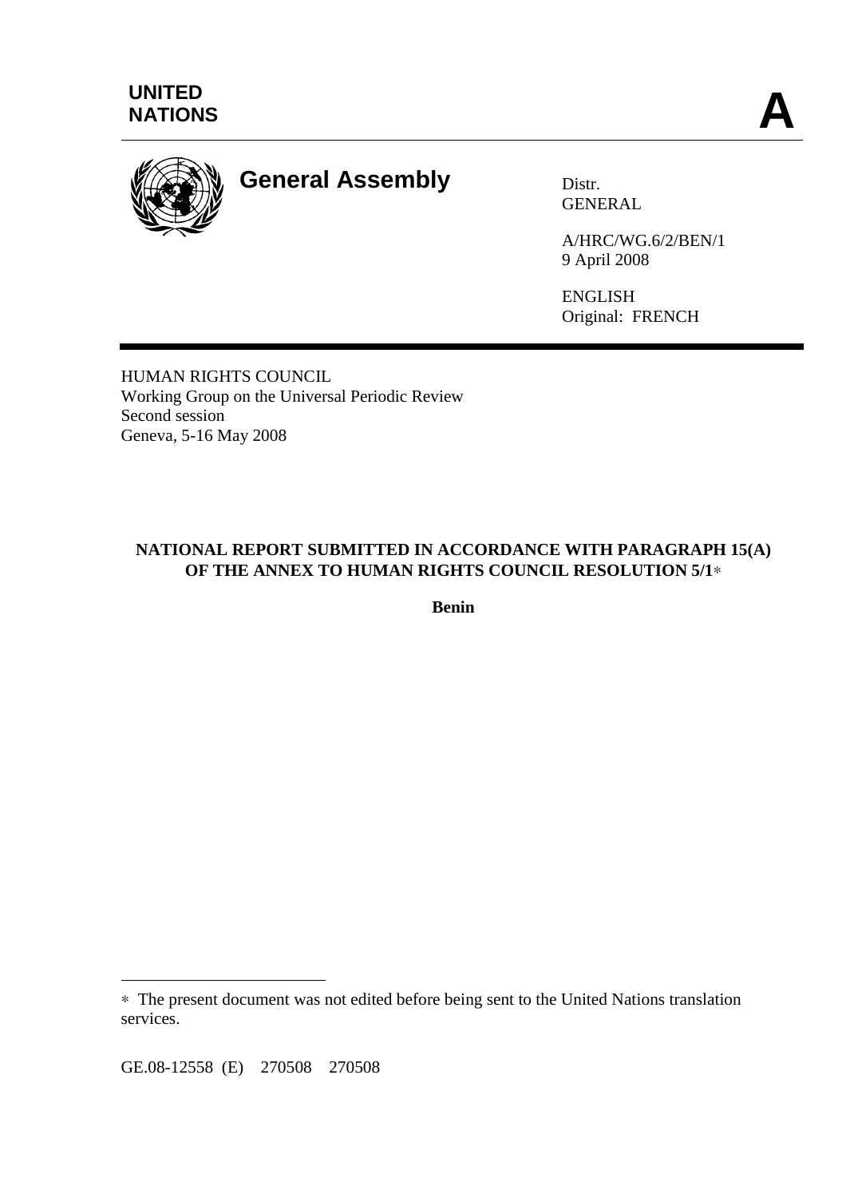**UNITED NATIONS**

**A**

# General Assembly

Distr.
GENERAL

A/HRC/WG.6/2/BEN/1
9 April 2008

ENGLISH
Original: FRENCH

HUMAN RIGHTS COUNCIL
Working Group on the Universal Periodic Review
Second session
Geneva, 5-16 May 2008

## NATIONAL REPORT SUBMITTED IN ACCORDANCE WITH PARAGRAPH 15(A) OF THE ANNEX TO HUMAN RIGHTS COUNCIL RESOLUTION 5/1*

**Benin**

---

* The present document was not edited before being sent to the United Nations translation services.

GE.08-12558 (E) 270508 270508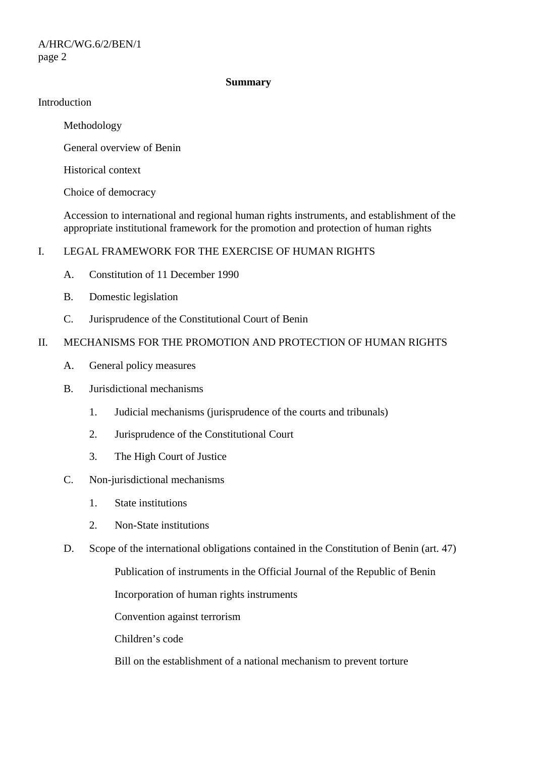**Summary**

Introduction

Methodology

General overview of Benin

Historical context

Choice of democracy

Accession to international and regional human rights instruments, and establishment of the appropriate institutional framework for the promotion and protection of human rights

I. LEGAL FRAMEWORK FOR THE EXERCISE OF HUMAN RIGHTS

A. Constitution of 11 December 1990

B. Domestic legislation

C. Jurisprudence of the Constitutional Court of Benin

II. MECHANISMS FOR THE PROMOTION AND PROTECTION OF HUMAN RIGHTS

A. General policy measures

B. Jurisdictional mechanisms

1. Judicial mechanisms (jurisprudence of the courts and tribunals)

2. Jurisprudence of the Constitutional Court

3. The High Court of Justice

C. Non-jurisdictional mechanisms

1. State institutions

2. Non-State institutions

D. Scope of the international obligations contained in the Constitution of Benin (art. 47)

Publication of instruments in the Official Journal of the Republic of Benin

Incorporation of human rights instruments

Convention against terrorism

Children's code

Bill on the establishment of a national mechanism to prevent torture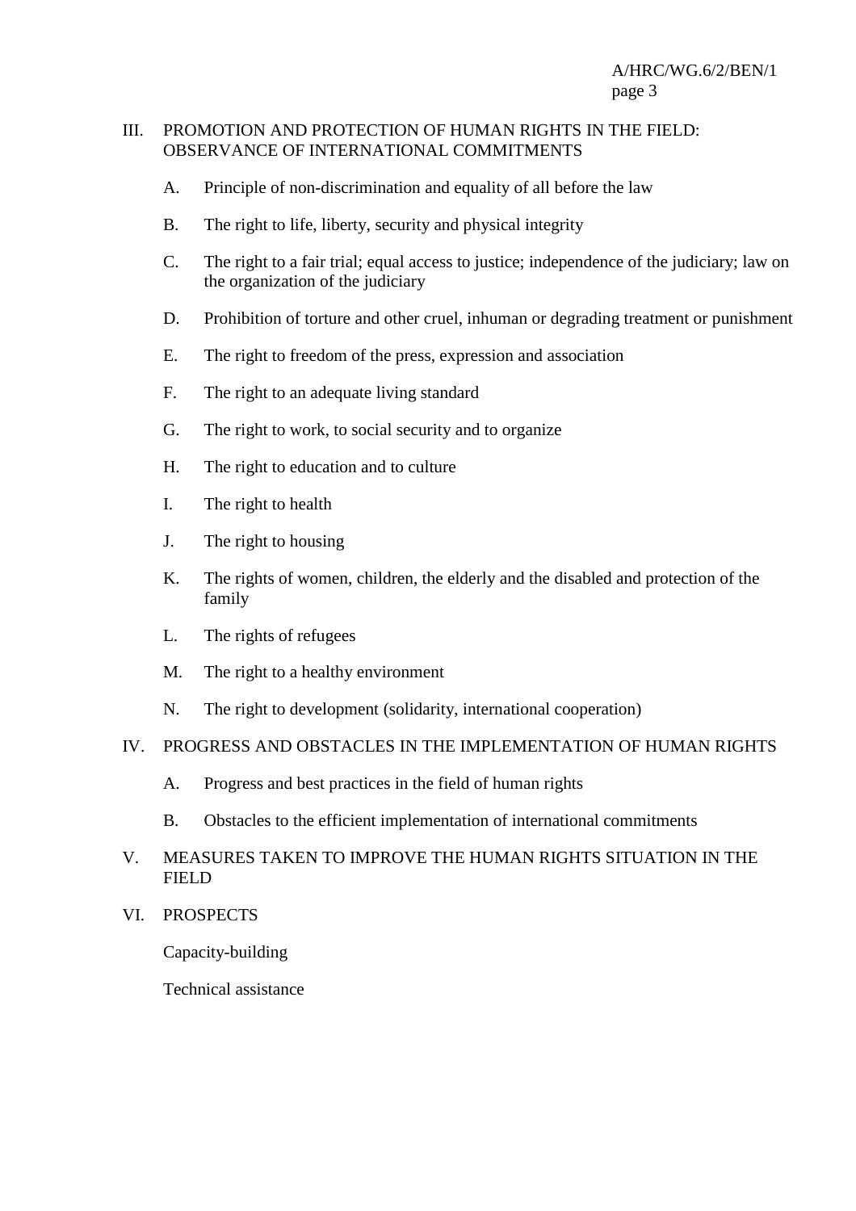III. PROMOTION AND PROTECTION OF HUMAN RIGHTS IN THE FIELD: OBSERVANCE OF INTERNATIONAL COMMITMENTS

A. Principle of non-discrimination and equality of all before the law

B. The right to life, liberty, security and physical integrity

C. The right to a fair trial; equal access to justice; independence of the judiciary; law on the organization of the judiciary

D. Prohibition of torture and other cruel, inhuman or degrading treatment or punishment

E. The right to freedom of the press, expression and association

F. The right to an adequate living standard

G. The right to work, to social security and to organize

H. The right to education and to culture

I. The right to health

J. The right to housing

K. The rights of women, children, the elderly and the disabled and protection of the family

L. The rights of refugees

M. The right to a healthy environment

N. The right to development (solidarity, international cooperation)

IV. PROGRESS AND OBSTACLES IN THE IMPLEMENTATION OF HUMAN RIGHTS

A. Progress and best practices in the field of human rights

B. Obstacles to the efficient implementation of international commitments

V. MEASURES TAKEN TO IMPROVE THE HUMAN RIGHTS SITUATION IN THE FIELD

VI. PROSPECTS

Capacity-building

Technical assistance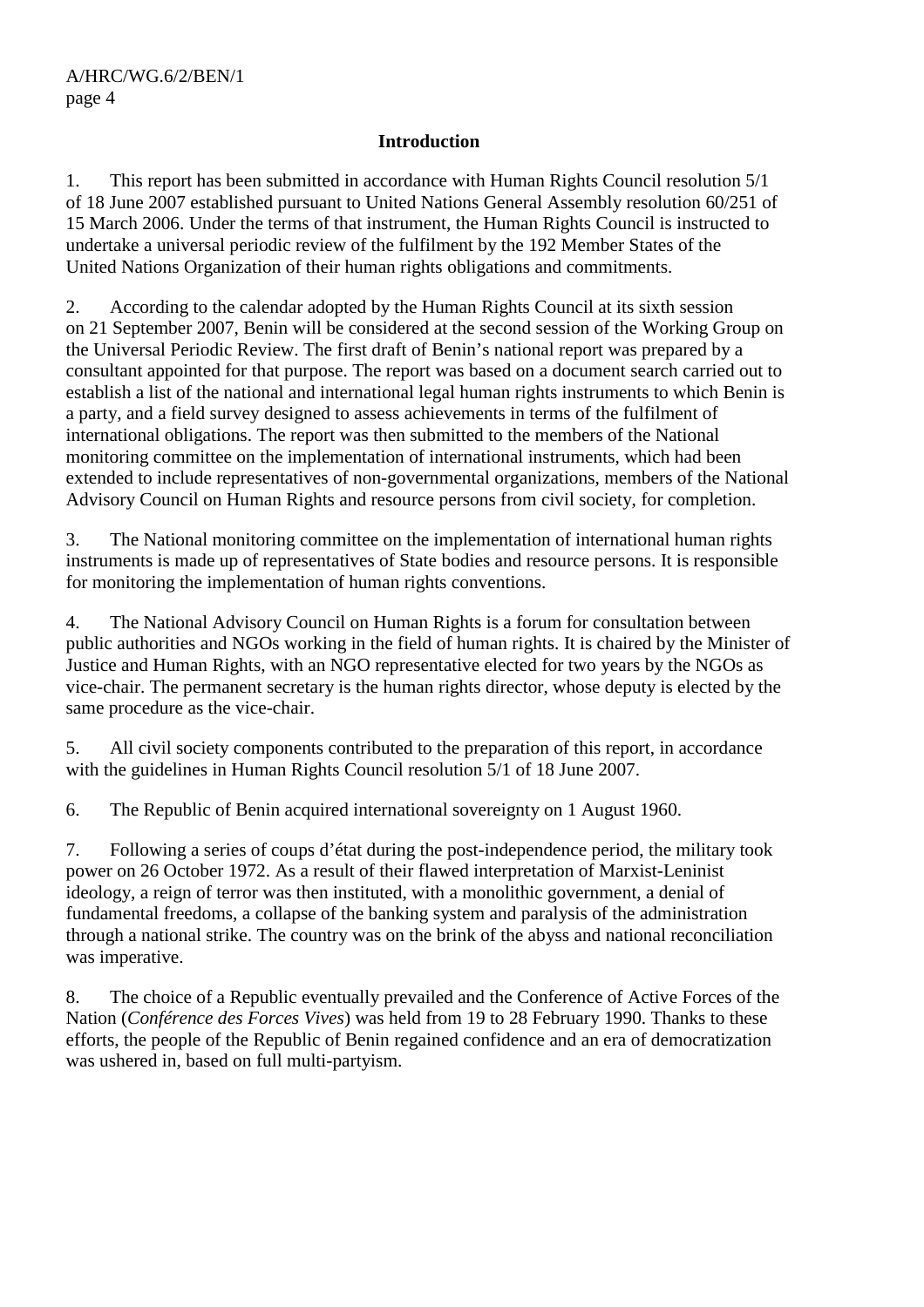## Introduction

1. This report has been submitted in accordance with Human Rights Council resolution 5/1 of 18 June 2007 established pursuant to United Nations General Assembly resolution 60/251 of 15 March 2006. Under the terms of that instrument, the Human Rights Council is instructed to undertake a universal periodic review of the fulfilment by the 192 Member States of the United Nations Organization of their human rights obligations and commitments.

2. According to the calendar adopted by the Human Rights Council at its sixth session on 21 September 2007, Benin will be considered at the second session of the Working Group on the Universal Periodic Review. The first draft of Benin's national report was prepared by a consultant appointed for that purpose. The report was based on a document search carried out to establish a list of the national and international legal human rights instruments to which Benin is a party, and a field survey designed to assess achievements in terms of the fulfilment of international obligations. The report was then submitted to the members of the National monitoring committee on the implementation of international instruments, which had been extended to include representatives of non-governmental organizations, members of the National Advisory Council on Human Rights and resource persons from civil society, for completion.

3. The National monitoring committee on the implementation of international human rights instruments is made up of representatives of State bodies and resource persons. It is responsible for monitoring the implementation of human rights conventions.

4. The National Advisory Council on Human Rights is a forum for consultation between public authorities and NGOs working in the field of human rights. It is chaired by the Minister of Justice and Human Rights, with an NGO representative elected for two years by the NGOs as vice-chair. The permanent secretary is the human rights director, whose deputy is elected by the same procedure as the vice-chair.

5. All civil society components contributed to the preparation of this report, in accordance with the guidelines in Human Rights Council resolution 5/1 of 18 June 2007.

6. The Republic of Benin acquired international sovereignty on 1 August 1960.

7. Following a series of coups d'état during the post-independence period, the military took power on 26 October 1972. As a result of their flawed interpretation of Marxist-Leninist ideology, a reign of terror was then instituted, with a monolithic government, a denial of fundamental freedoms, a collapse of the banking system and paralysis of the administration through a national strike. The country was on the brink of the abyss and national reconciliation was imperative.

8. The choice of a Republic eventually prevailed and the Conference of Active Forces of the Nation (*Conférence des Forces Vives*) was held from 19 to 28 February 1990. Thanks to these efforts, the people of the Republic of Benin regained confidence and an era of democratization was ushered in, based on full multi-partyism.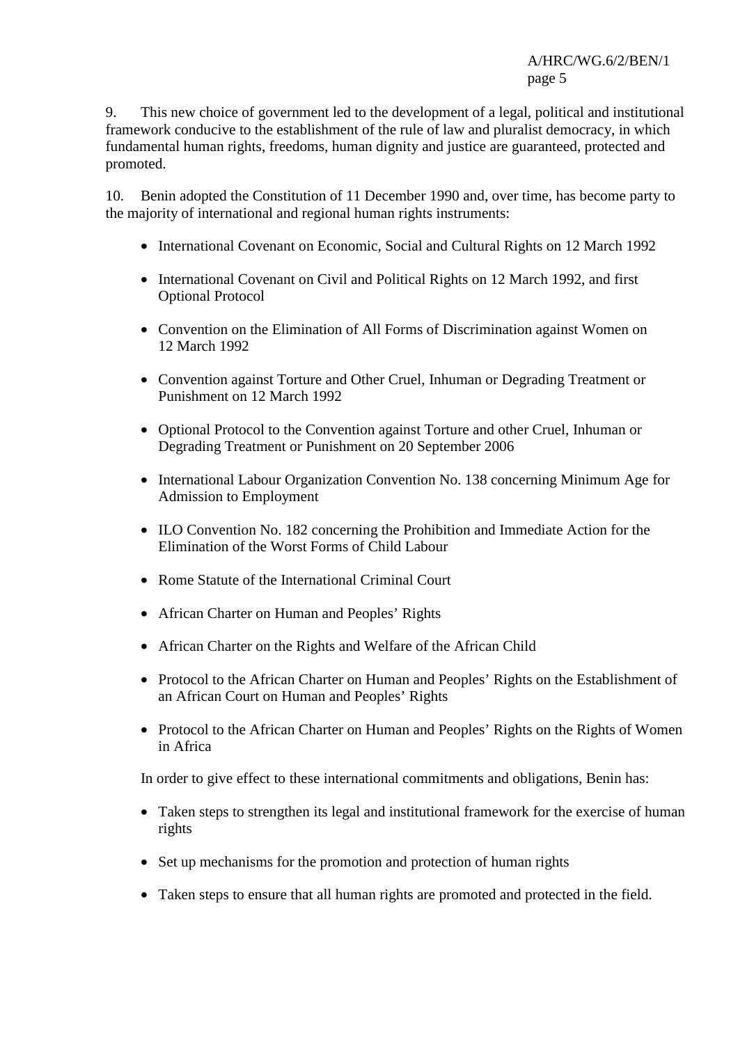9. This new choice of government led to the development of a legal, political and institutional framework conducive to the establishment of the rule of law and pluralist democracy, in which fundamental human rights, freedoms, human dignity and justice are guaranteed, protected and promoted.

10. Benin adopted the Constitution of 11 December 1990 and, over time, has become party to the majority of international and regional human rights instruments:

- International Covenant on Economic, Social and Cultural Rights on 12 March 1992
- International Covenant on Civil and Political Rights on 12 March 1992, and first Optional Protocol
- Convention on the Elimination of All Forms of Discrimination against Women on 12 March 1992
- Convention against Torture and Other Cruel, Inhuman or Degrading Treatment or Punishment on 12 March 1992
- Optional Protocol to the Convention against Torture and other Cruel, Inhuman or Degrading Treatment or Punishment on 20 September 2006
- International Labour Organization Convention No. 138 concerning Minimum Age for Admission to Employment
- ILO Convention No. 182 concerning the Prohibition and Immediate Action for the Elimination of the Worst Forms of Child Labour
- Rome Statute of the International Criminal Court
- African Charter on Human and Peoples' Rights
- African Charter on the Rights and Welfare of the African Child
- Protocol to the African Charter on Human and Peoples' Rights on the Establishment of an African Court on Human and Peoples' Rights
- Protocol to the African Charter on Human and Peoples' Rights on the Rights of Women in Africa

In order to give effect to these international commitments and obligations, Benin has:

- Taken steps to strengthen its legal and institutional framework for the exercise of human rights
- Set up mechanisms for the promotion and protection of human rights
- Taken steps to ensure that all human rights are promoted and protected in the field.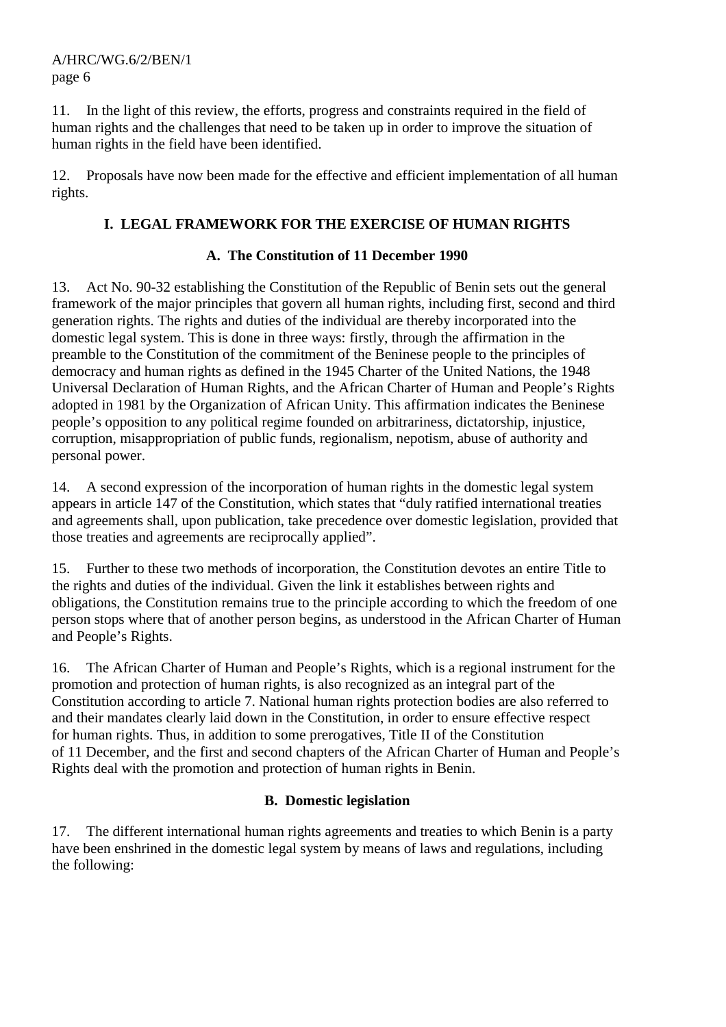11. In the light of this review, the efforts, progress and constraints required in the field of human rights and the challenges that need to be taken up in order to improve the situation of human rights in the field have been identified.

12. Proposals have now been made for the effective and efficient implementation of all human rights.

## I. LEGAL FRAMEWORK FOR THE EXERCISE OF HUMAN RIGHTS

### A. The Constitution of 11 December 1990

13. Act No. 90-32 establishing the Constitution of the Republic of Benin sets out the general framework of the major principles that govern all human rights, including first, second and third generation rights. The rights and duties of the individual are thereby incorporated into the domestic legal system. This is done in three ways: firstly, through the affirmation in the preamble to the Constitution of the commitment of the Beninese people to the principles of democracy and human rights as defined in the 1945 Charter of the United Nations, the 1948 Universal Declaration of Human Rights, and the African Charter of Human and People's Rights adopted in 1981 by the Organization of African Unity. This affirmation indicates the Beninese people's opposition to any political regime founded on arbitrariness, dictatorship, injustice, corruption, misappropriation of public funds, regionalism, nepotism, abuse of authority and personal power.

14. A second expression of the incorporation of human rights in the domestic legal system appears in article 147 of the Constitution, which states that "duly ratified international treaties and agreements shall, upon publication, take precedence over domestic legislation, provided that those treaties and agreements are reciprocally applied".

15. Further to these two methods of incorporation, the Constitution devotes an entire Title to the rights and duties of the individual. Given the link it establishes between rights and obligations, the Constitution remains true to the principle according to which the freedom of one person stops where that of another person begins, as understood in the African Charter of Human and People's Rights.

16. The African Charter of Human and People's Rights, which is a regional instrument for the promotion and protection of human rights, is also recognized as an integral part of the Constitution according to article 7. National human rights protection bodies are also referred to and their mandates clearly laid down in the Constitution, in order to ensure effective respect for human rights. Thus, in addition to some prerogatives, Title II of the Constitution of 11 December, and the first and second chapters of the African Charter of Human and People's Rights deal with the promotion and protection of human rights in Benin.

### B. Domestic legislation

17. The different international human rights agreements and treaties to which Benin is a party have been enshrined in the domestic legal system by means of laws and regulations, including the following: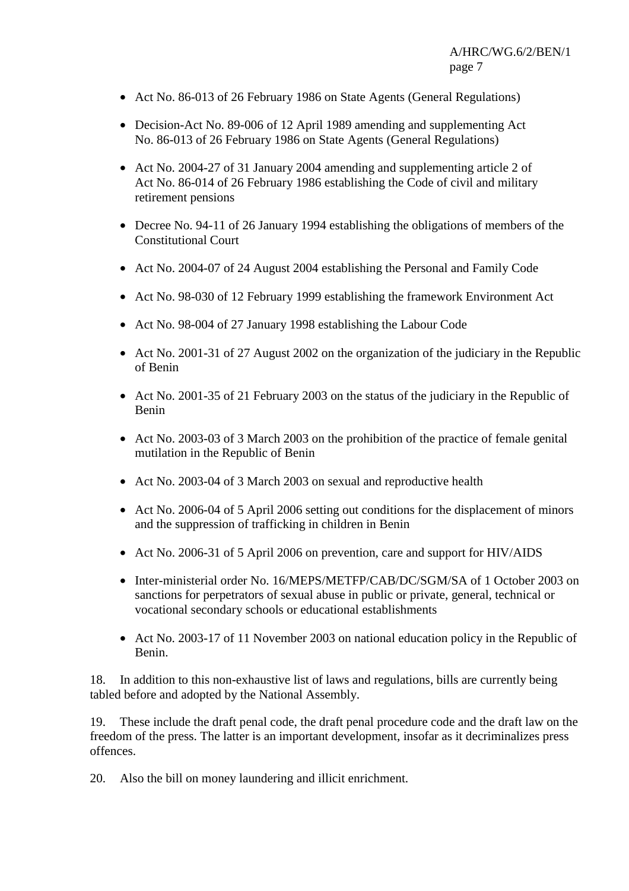- Act No. 86-013 of 26 February 1986 on State Agents (General Regulations)
- Decision-Act No. 89-006 of 12 April 1989 amending and supplementing Act No. 86-013 of 26 February 1986 on State Agents (General Regulations)
- Act No. 2004-27 of 31 January 2004 amending and supplementing article 2 of Act No. 86-014 of 26 February 1986 establishing the Code of civil and military retirement pensions
- Decree No. 94-11 of 26 January 1994 establishing the obligations of members of the Constitutional Court
- Act No. 2004-07 of 24 August 2004 establishing the Personal and Family Code
- Act No. 98-030 of 12 February 1999 establishing the framework Environment Act
- Act No. 98-004 of 27 January 1998 establishing the Labour Code
- Act No. 2001-31 of 27 August 2002 on the organization of the judiciary in the Republic of Benin
- Act No. 2001-35 of 21 February 2003 on the status of the judiciary in the Republic of Benin
- Act No. 2003-03 of 3 March 2003 on the prohibition of the practice of female genital mutilation in the Republic of Benin
- Act No. 2003-04 of 3 March 2003 on sexual and reproductive health
- Act No. 2006-04 of 5 April 2006 setting out conditions for the displacement of minors and the suppression of trafficking in children in Benin
- Act No. 2006-31 of 5 April 2006 on prevention, care and support for HIV/AIDS
- Inter-ministerial order No. 16/MEPS/METFP/CAB/DC/SGM/SA of 1 October 2003 on sanctions for perpetrators of sexual abuse in public or private, general, technical or vocational secondary schools or educational establishments
- Act No. 2003-17 of 11 November 2003 on national education policy in the Republic of Benin.

18. In addition to this non-exhaustive list of laws and regulations, bills are currently being tabled before and adopted by the National Assembly.

19. These include the draft penal code, the draft penal procedure code and the draft law on the freedom of the press. The latter is an important development, insofar as it decriminalizes press offences.

20. Also the bill on money laundering and illicit enrichment.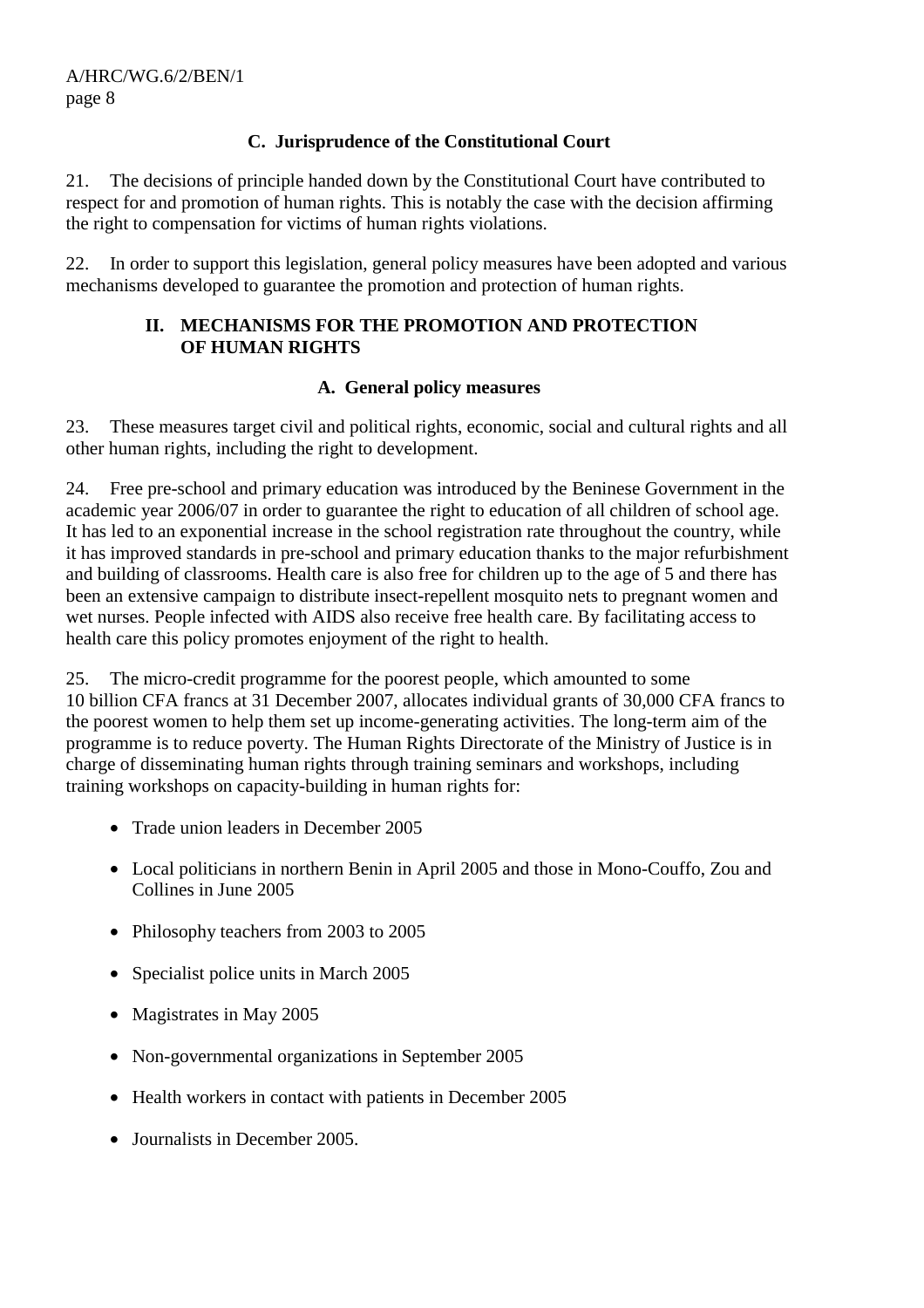### C. Jurisprudence of the Constitutional Court

21. The decisions of principle handed down by the Constitutional Court have contributed to respect for and promotion of human rights. This is notably the case with the decision affirming the right to compensation for victims of human rights violations.

22. In order to support this legislation, general policy measures have been adopted and various mechanisms developed to guarantee the promotion and protection of human rights.

## II. MECHANISMS FOR THE PROMOTION AND PROTECTION OF HUMAN RIGHTS

### A. General policy measures

23. These measures target civil and political rights, economic, social and cultural rights and all other human rights, including the right to development.

24. Free pre-school and primary education was introduced by the Beninese Government in the academic year 2006/07 in order to guarantee the right to education of all children of school age. It has led to an exponential increase in the school registration rate throughout the country, while it has improved standards in pre-school and primary education thanks to the major refurbishment and building of classrooms. Health care is also free for children up to the age of 5 and there has been an extensive campaign to distribute insect-repellent mosquito nets to pregnant women and wet nurses. People infected with AIDS also receive free health care. By facilitating access to health care this policy promotes enjoyment of the right to health.

25. The micro-credit programme for the poorest people, which amounted to some 10 billion CFA francs at 31 December 2007, allocates individual grants of 30,000 CFA francs to the poorest women to help them set up income-generating activities. The long-term aim of the programme is to reduce poverty. The Human Rights Directorate of the Ministry of Justice is in charge of disseminating human rights through training seminars and workshops, including training workshops on capacity-building in human rights for:

- Trade union leaders in December 2005
- Local politicians in northern Benin in April 2005 and those in Mono-Couffo, Zou and Collines in June 2005
- Philosophy teachers from 2003 to 2005
- Specialist police units in March 2005
- Magistrates in May 2005
- Non-governmental organizations in September 2005
- Health workers in contact with patients in December 2005
- Journalists in December 2005.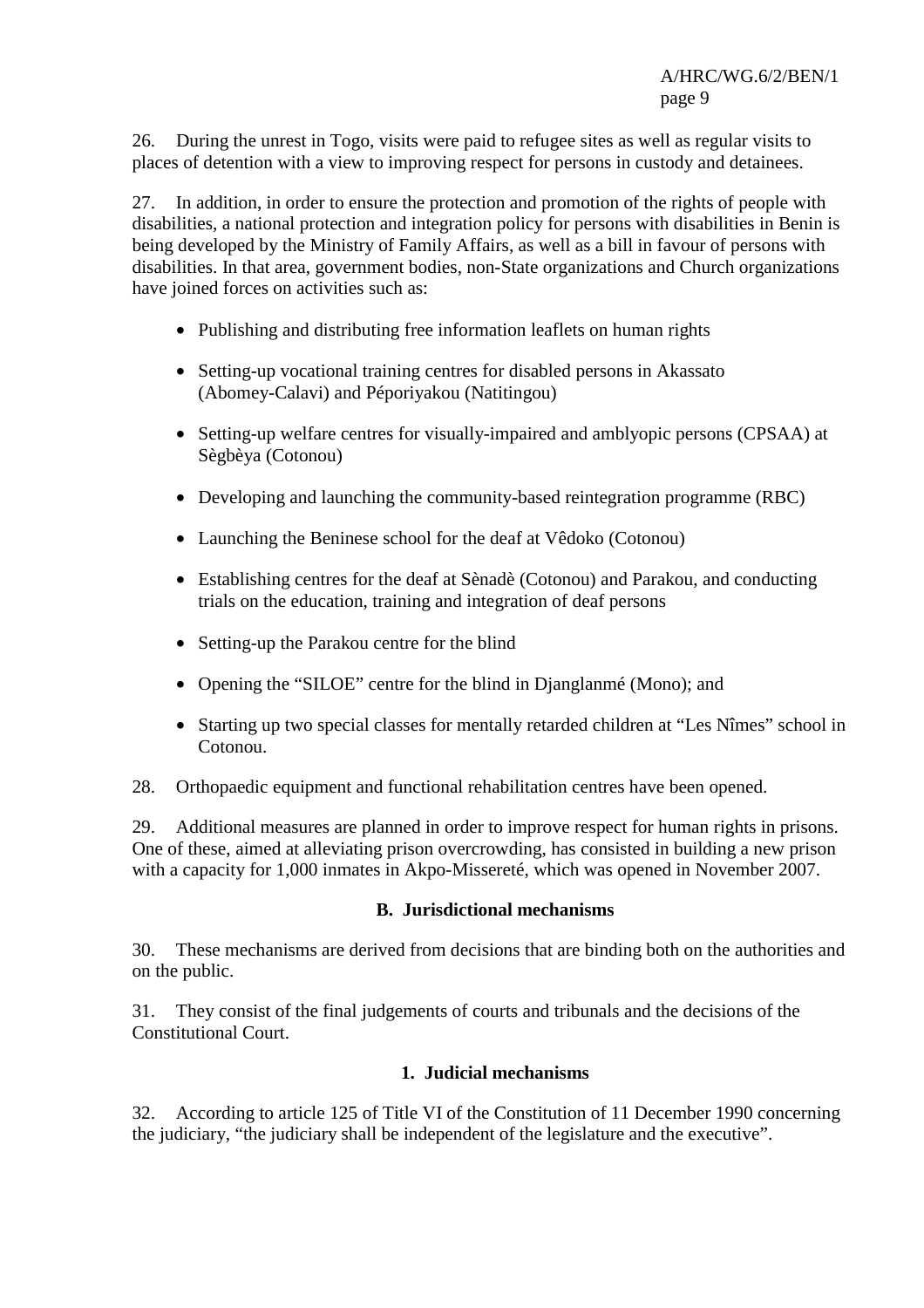26. During the unrest in Togo, visits were paid to refugee sites as well as regular visits to places of detention with a view to improving respect for persons in custody and detainees.

27. In addition, in order to ensure the protection and promotion of the rights of people with disabilities, a national protection and integration policy for persons with disabilities in Benin is being developed by the Ministry of Family Affairs, as well as a bill in favour of persons with disabilities. In that area, government bodies, non-State organizations and Church organizations have joined forces on activities such as:

- Publishing and distributing free information leaflets on human rights
- Setting-up vocational training centres for disabled persons in Akassato (Abomey-Calavi) and Péporiyakou (Natitingou)
- Setting-up welfare centres for visually-impaired and amblyopic persons (CPSAA) at Sègbèya (Cotonou)
- Developing and launching the community-based reintegration programme (RBC)
- Launching the Beninese school for the deaf at Vêdoko (Cotonou)
- Establishing centres for the deaf at Sènadè (Cotonou) and Parakou, and conducting trials on the education, training and integration of deaf persons
- Setting-up the Parakou centre for the blind
- Opening the "SILOE" centre for the blind in Djanglanmé (Mono); and
- Starting up two special classes for mentally retarded children at "Les Nîmes" school in Cotonou.

28. Orthopaedic equipment and functional rehabilitation centres have been opened.

29. Additional measures are planned in order to improve respect for human rights in prisons. One of these, aimed at alleviating prison overcrowding, has consisted in building a new prison with a capacity for 1,000 inmates in Akpo-Missereté, which was opened in November 2007.

## B. Jurisdictional mechanisms

30. These mechanisms are derived from decisions that are binding both on the authorities and on the public.

31. They consist of the final judgements of courts and tribunals and the decisions of the Constitutional Court.

### 1. Judicial mechanisms

32. According to article 125 of Title VI of the Constitution of 11 December 1990 concerning the judiciary, "the judiciary shall be independent of the legislature and the executive".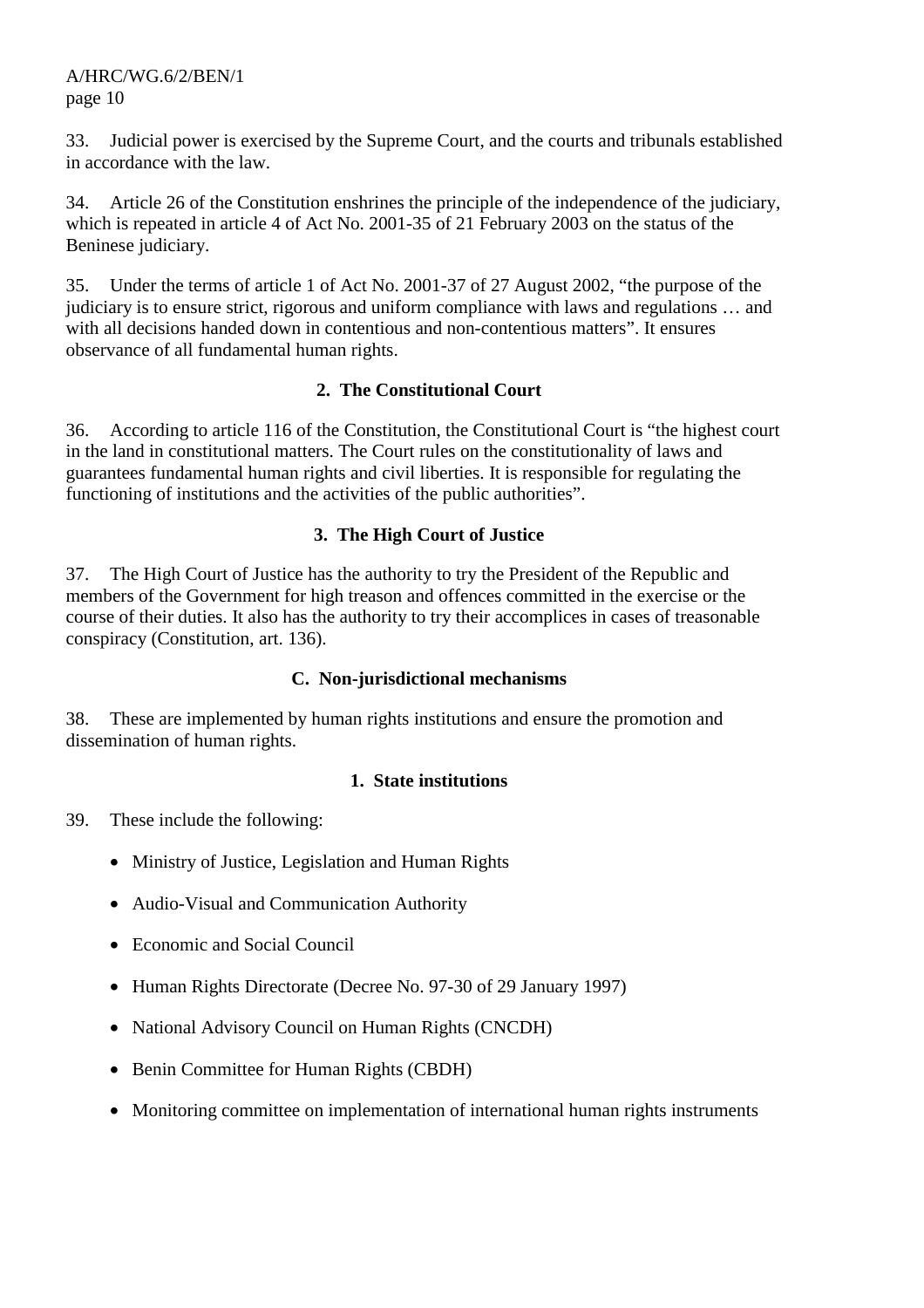33. Judicial power is exercised by the Supreme Court, and the courts and tribunals established in accordance with the law.

34. Article 26 of the Constitution enshrines the principle of the independence of the judiciary, which is repeated in article 4 of Act No. 2001-35 of 21 February 2003 on the status of the Beninese judiciary.

35. Under the terms of article 1 of Act No. 2001-37 of 27 August 2002, “the purpose of the judiciary is to ensure strict, rigorous and uniform compliance with laws and regulations … and with all decisions handed down in contentious and non-contentious matters”. It ensures observance of all fundamental human rights.

### 2. The Constitutional Court

36. According to article 116 of the Constitution, the Constitutional Court is “the highest court in the land in constitutional matters. The Court rules on the constitutionality of laws and guarantees fundamental human rights and civil liberties. It is responsible for regulating the functioning of institutions and the activities of the public authorities”.

### 3. The High Court of Justice

37. The High Court of Justice has the authority to try the President of the Republic and members of the Government for high treason and offences committed in the exercise or the course of their duties. It also has the authority to try their accomplices in cases of treasonable conspiracy (Constitution, art. 136).

## C. Non-jurisdictional mechanisms

38. These are implemented by human rights institutions and ensure the promotion and dissemination of human rights.

### 1. State institutions

39. These include the following:

- Ministry of Justice, Legislation and Human Rights
- Audio-Visual and Communication Authority
- Economic and Social Council
- Human Rights Directorate (Decree No. 97-30 of 29 January 1997)
- National Advisory Council on Human Rights (CNCDH)
- Benin Committee for Human Rights (CBDH)
- Monitoring committee on implementation of international human rights instruments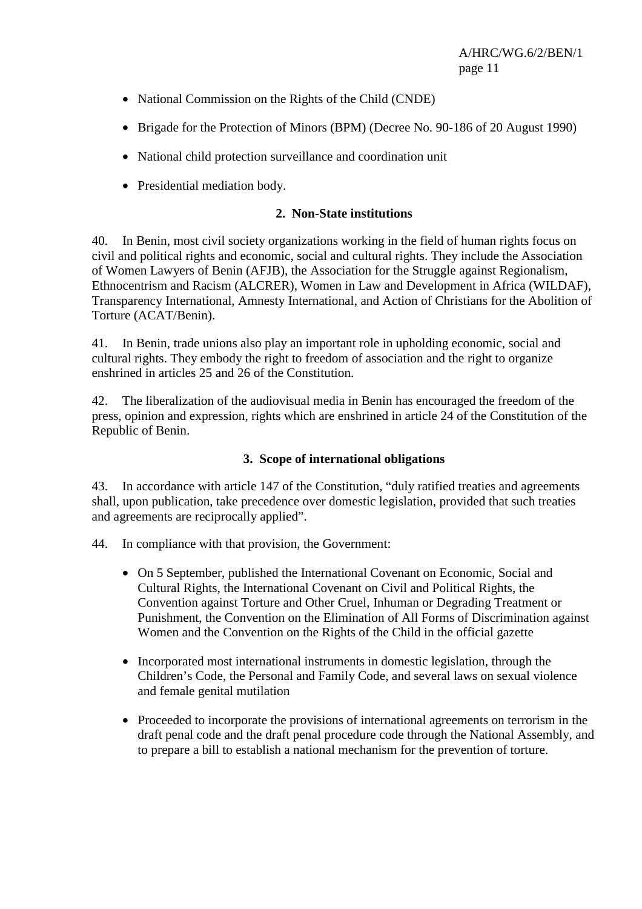- National Commission on the Rights of the Child (CNDE)
- Brigade for the Protection of Minors (BPM) (Decree No. 90-186 of 20 August 1990)
- National child protection surveillance and coordination unit
- Presidential mediation body.

### 2. Non-State institutions

40. In Benin, most civil society organizations working in the field of human rights focus on civil and political rights and economic, social and cultural rights. They include the Association of Women Lawyers of Benin (AFJB), the Association for the Struggle against Regionalism, Ethnocentrism and Racism (ALCRER), Women in Law and Development in Africa (WILDAF), Transparency International, Amnesty International, and Action of Christians for the Abolition of Torture (ACAT/Benin).

41. In Benin, trade unions also play an important role in upholding economic, social and cultural rights. They embody the right to freedom of association and the right to organize enshrined in articles 25 and 26 of the Constitution.

42. The liberalization of the audiovisual media in Benin has encouraged the freedom of the press, opinion and expression, rights which are enshrined in article 24 of the Constitution of the Republic of Benin.

### 3. Scope of international obligations

43. In accordance with article 147 of the Constitution, "duly ratified treaties and agreements shall, upon publication, take precedence over domestic legislation, provided that such treaties and agreements are reciprocally applied".

44. In compliance with that provision, the Government:

- On 5 September, published the International Covenant on Economic, Social and Cultural Rights, the International Covenant on Civil and Political Rights, the Convention against Torture and Other Cruel, Inhuman or Degrading Treatment or Punishment, the Convention on the Elimination of All Forms of Discrimination against Women and the Convention on the Rights of the Child in the official gazette
- Incorporated most international instruments in domestic legislation, through the Children's Code, the Personal and Family Code, and several laws on sexual violence and female genital mutilation
- Proceeded to incorporate the provisions of international agreements on terrorism in the draft penal code and the draft penal procedure code through the National Assembly, and to prepare a bill to establish a national mechanism for the prevention of torture.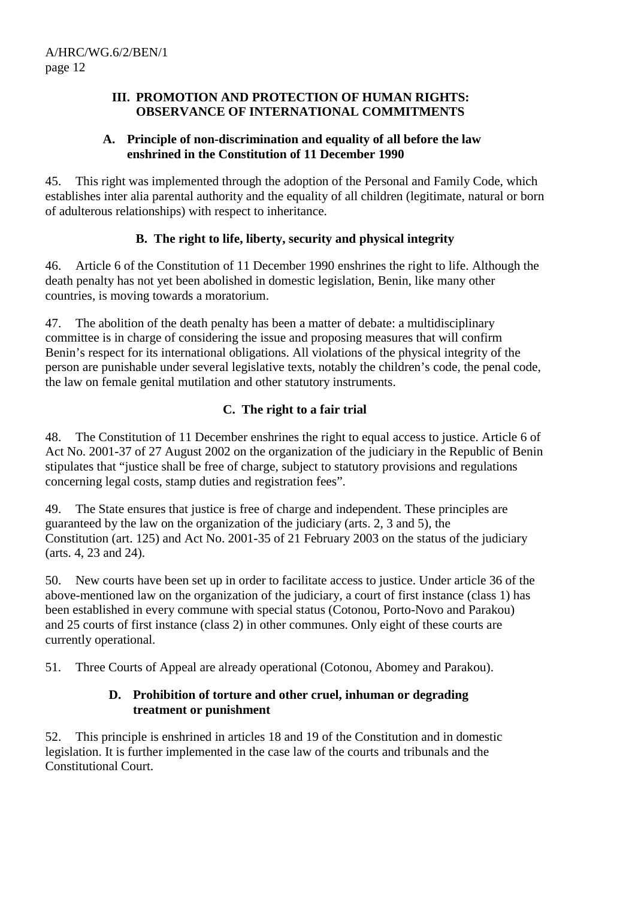## III. PROMOTION AND PROTECTION OF HUMAN RIGHTS: OBSERVANCE OF INTERNATIONAL COMMITMENTS

### A. Principle of non-discrimination and equality of all before the law enshrined in the Constitution of 11 December 1990

45. This right was implemented through the adoption of the Personal and Family Code, which establishes inter alia parental authority and the equality of all children (legitimate, natural or born of adulterous relationships) with respect to inheritance.

### B. The right to life, liberty, security and physical integrity

46. Article 6 of the Constitution of 11 December 1990 enshrines the right to life. Although the death penalty has not yet been abolished in domestic legislation, Benin, like many other countries, is moving towards a moratorium.

47. The abolition of the death penalty has been a matter of debate: a multidisciplinary committee is in charge of considering the issue and proposing measures that will confirm Benin's respect for its international obligations. All violations of the physical integrity of the person are punishable under several legislative texts, notably the children's code, the penal code, the law on female genital mutilation and other statutory instruments.

### C. The right to a fair trial

48. The Constitution of 11 December enshrines the right to equal access to justice. Article 6 of Act No. 2001-37 of 27 August 2002 on the organization of the judiciary in the Republic of Benin stipulates that "justice shall be free of charge, subject to statutory provisions and regulations concerning legal costs, stamp duties and registration fees".

49. The State ensures that justice is free of charge and independent. These principles are guaranteed by the law on the organization of the judiciary (arts. 2, 3 and 5), the Constitution (art. 125) and Act No. 2001-35 of 21 February 2003 on the status of the judiciary (arts. 4, 23 and 24).

50. New courts have been set up in order to facilitate access to justice. Under article 36 of the above-mentioned law on the organization of the judiciary, a court of first instance (class 1) has been established in every commune with special status (Cotonou, Porto-Novo and Parakou) and 25 courts of first instance (class 2) in other communes. Only eight of these courts are currently operational.

51. Three Courts of Appeal are already operational (Cotonou, Abomey and Parakou).

### D. Prohibition of torture and other cruel, inhuman or degrading treatment or punishment

52. This principle is enshrined in articles 18 and 19 of the Constitution and in domestic legislation. It is further implemented in the case law of the courts and tribunals and the Constitutional Court.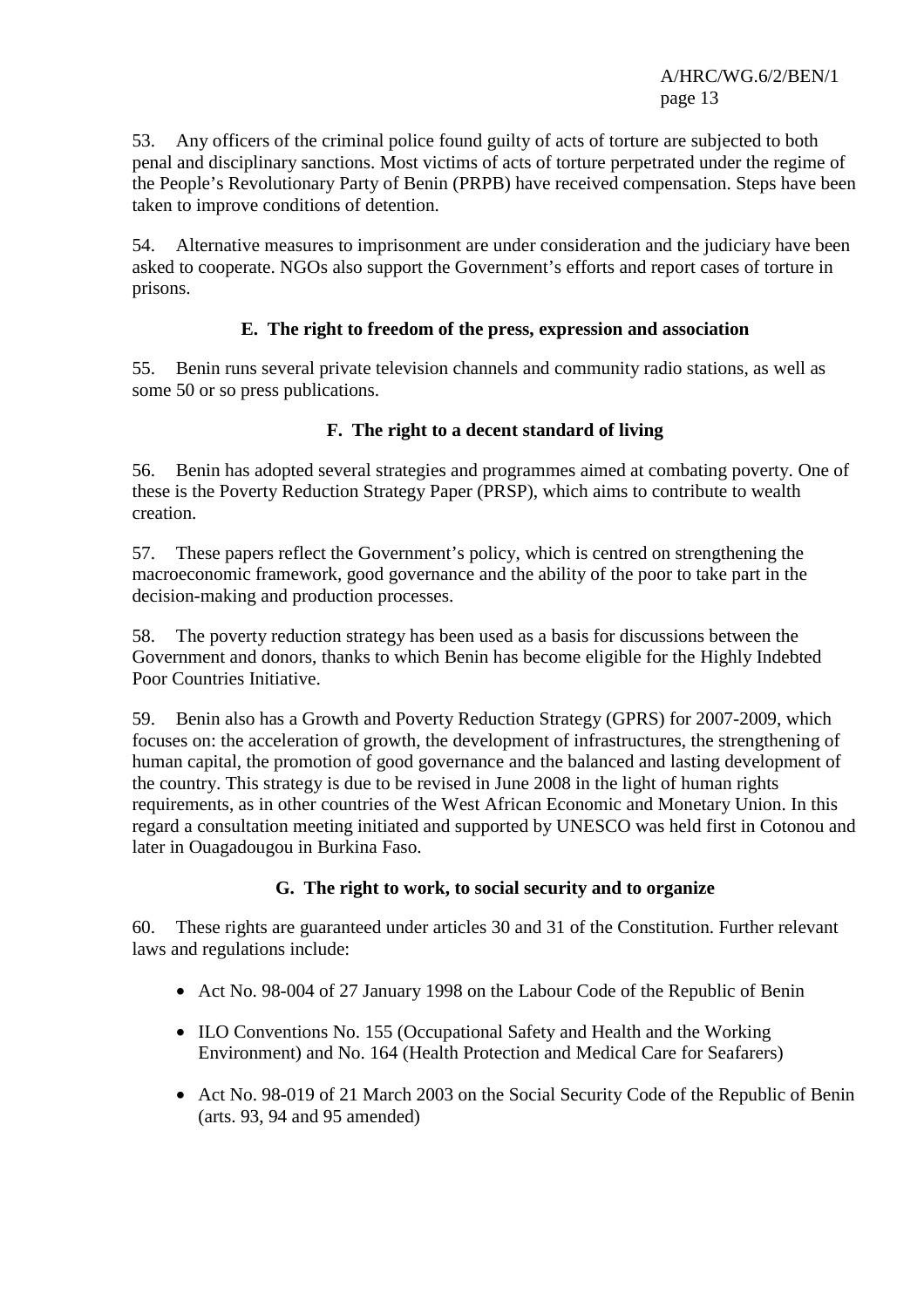53. Any officers of the criminal police found guilty of acts of torture are subjected to both penal and disciplinary sanctions. Most victims of acts of torture perpetrated under the regime of the People's Revolutionary Party of Benin (PRPB) have received compensation. Steps have been taken to improve conditions of detention.

54. Alternative measures to imprisonment are under consideration and the judiciary have been asked to cooperate. NGOs also support the Government's efforts and report cases of torture in prisons.

### E. The right to freedom of the press, expression and association

55. Benin runs several private television channels and community radio stations, as well as some 50 or so press publications.

### F. The right to a decent standard of living

56. Benin has adopted several strategies and programmes aimed at combating poverty. One of these is the Poverty Reduction Strategy Paper (PRSP), which aims to contribute to wealth creation.

57. These papers reflect the Government's policy, which is centred on strengthening the macroeconomic framework, good governance and the ability of the poor to take part in the decision-making and production processes.

58. The poverty reduction strategy has been used as a basis for discussions between the Government and donors, thanks to which Benin has become eligible for the Highly Indebted Poor Countries Initiative.

59. Benin also has a Growth and Poverty Reduction Strategy (GPRS) for 2007-2009, which focuses on: the acceleration of growth, the development of infrastructures, the strengthening of human capital, the promotion of good governance and the balanced and lasting development of the country. This strategy is due to be revised in June 2008 in the light of human rights requirements, as in other countries of the West African Economic and Monetary Union. In this regard a consultation meeting initiated and supported by UNESCO was held first in Cotonou and later in Ouagadougou in Burkina Faso.

### G. The right to work, to social security and to organize

60. These rights are guaranteed under articles 30 and 31 of the Constitution. Further relevant laws and regulations include:

- Act No. 98-004 of 27 January 1998 on the Labour Code of the Republic of Benin
- ILO Conventions No. 155 (Occupational Safety and Health and the Working Environment) and No. 164 (Health Protection and Medical Care for Seafarers)
- Act No. 98-019 of 21 March 2003 on the Social Security Code of the Republic of Benin (arts. 93, 94 and 95 amended)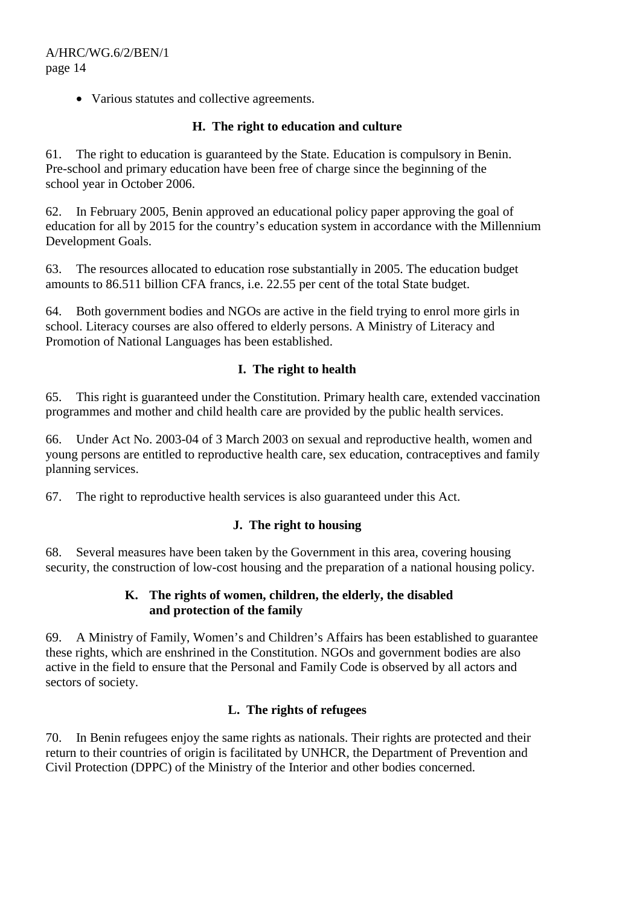- Various statutes and collective agreements.

### H. The right to education and culture

61. The right to education is guaranteed by the State. Education is compulsory in Benin. Pre-school and primary education have been free of charge since the beginning of the school year in October 2006.

62. In February 2005, Benin approved an educational policy paper approving the goal of education for all by 2015 for the country's education system in accordance with the Millennium Development Goals.

63. The resources allocated to education rose substantially in 2005. The education budget amounts to 86.511 billion CFA francs, i.e. 22.55 per cent of the total State budget.

64. Both government bodies and NGOs are active in the field trying to enrol more girls in school. Literacy courses are also offered to elderly persons. A Ministry of Literacy and Promotion of National Languages has been established.

### I. The right to health

65. This right is guaranteed under the Constitution. Primary health care, extended vaccination programmes and mother and child health care are provided by the public health services.

66. Under Act No. 2003-04 of 3 March 2003 on sexual and reproductive health, women and young persons are entitled to reproductive health care, sex education, contraceptives and family planning services.

67. The right to reproductive health services is also guaranteed under this Act.

### J. The right to housing

68. Several measures have been taken by the Government in this area, covering housing security, the construction of low-cost housing and the preparation of a national housing policy.

### K. The rights of women, children, the elderly, the disabled and protection of the family

69. A Ministry of Family, Women's and Children's Affairs has been established to guarantee these rights, which are enshrined in the Constitution. NGOs and government bodies are also active in the field to ensure that the Personal and Family Code is observed by all actors and sectors of society.

### L. The rights of refugees

70. In Benin refugees enjoy the same rights as nationals. Their rights are protected and their return to their countries of origin is facilitated by UNHCR, the Department of Prevention and Civil Protection (DPPC) of the Ministry of the Interior and other bodies concerned.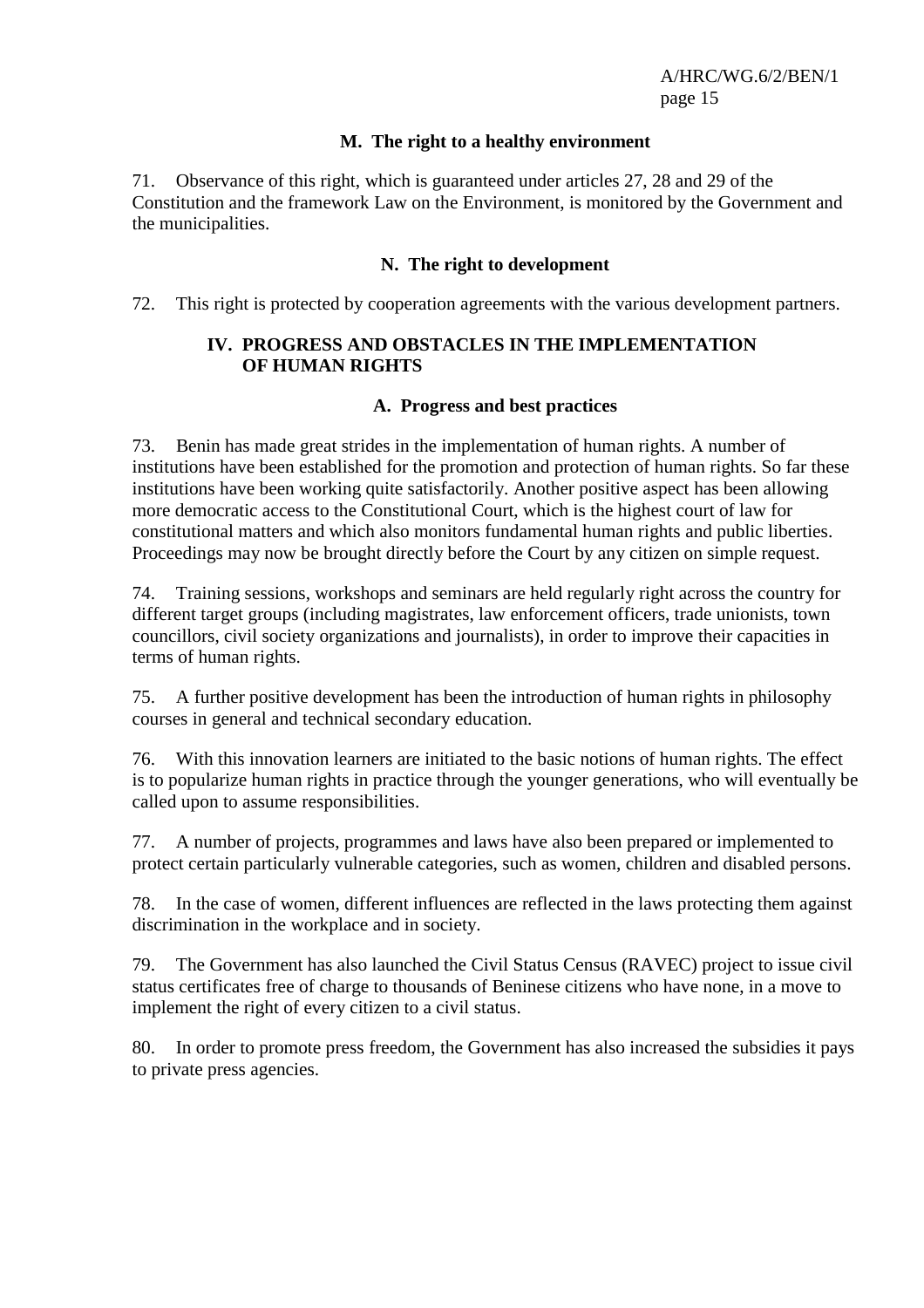### M. The right to a healthy environment

71. Observance of this right, which is guaranteed under articles 27, 28 and 29 of the Constitution and the framework Law on the Environment, is monitored by the Government and the municipalities.

### N. The right to development

72. This right is protected by cooperation agreements with the various development partners.

## IV. PROGRESS AND OBSTACLES IN THE IMPLEMENTATION OF HUMAN RIGHTS

### A. Progress and best practices

73. Benin has made great strides in the implementation of human rights. A number of institutions have been established for the promotion and protection of human rights. So far these institutions have been working quite satisfactorily. Another positive aspect has been allowing more democratic access to the Constitutional Court, which is the highest court of law for constitutional matters and which also monitors fundamental human rights and public liberties. Proceedings may now be brought directly before the Court by any citizen on simple request.

74. Training sessions, workshops and seminars are held regularly right across the country for different target groups (including magistrates, law enforcement officers, trade unionists, town councillors, civil society organizations and journalists), in order to improve their capacities in terms of human rights.

75. A further positive development has been the introduction of human rights in philosophy courses in general and technical secondary education.

76. With this innovation learners are initiated to the basic notions of human rights. The effect is to popularize human rights in practice through the younger generations, who will eventually be called upon to assume responsibilities.

77. A number of projects, programmes and laws have also been prepared or implemented to protect certain particularly vulnerable categories, such as women, children and disabled persons.

78. In the case of women, different influences are reflected in the laws protecting them against discrimination in the workplace and in society.

79. The Government has also launched the Civil Status Census (RAVEC) project to issue civil status certificates free of charge to thousands of Beninese citizens who have none, in a move to implement the right of every citizen to a civil status.

80. In order to promote press freedom, the Government has also increased the subsidies it pays to private press agencies.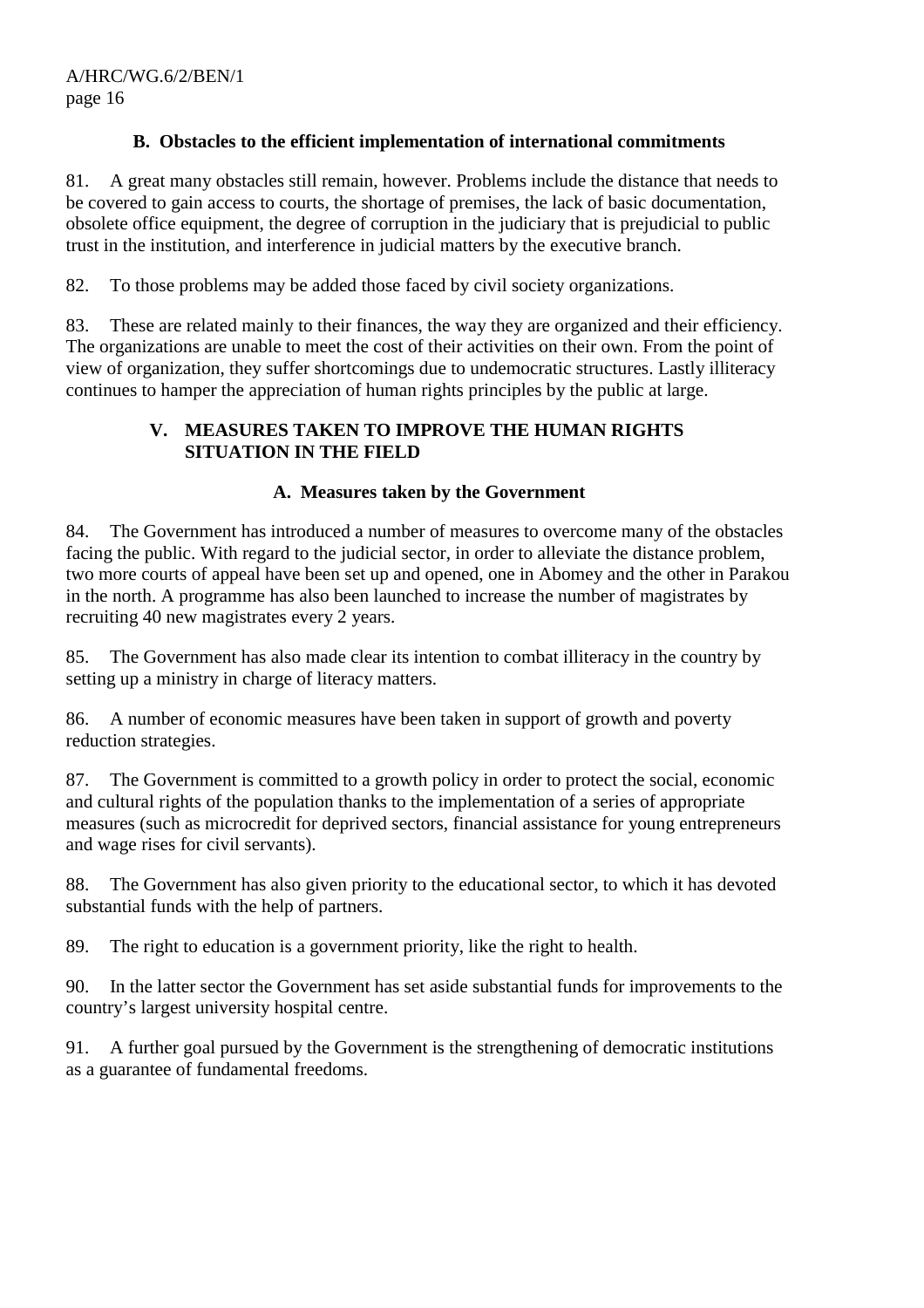### B. Obstacles to the efficient implementation of international commitments

81. A great many obstacles still remain, however. Problems include the distance that needs to be covered to gain access to courts, the shortage of premises, the lack of basic documentation, obsolete office equipment, the degree of corruption in the judiciary that is prejudicial to public trust in the institution, and interference in judicial matters by the executive branch.

82. To those problems may be added those faced by civil society organizations.

83. These are related mainly to their finances, the way they are organized and their efficiency. The organizations are unable to meet the cost of their activities on their own. From the point of view of organization, they suffer shortcomings due to undemocratic structures. Lastly illiteracy continues to hamper the appreciation of human rights principles by the public at large.

## V. MEASURES TAKEN TO IMPROVE THE HUMAN RIGHTS SITUATION IN THE FIELD

### A. Measures taken by the Government

84. The Government has introduced a number of measures to overcome many of the obstacles facing the public. With regard to the judicial sector, in order to alleviate the distance problem, two more courts of appeal have been set up and opened, one in Abomey and the other in Parakou in the north. A programme has also been launched to increase the number of magistrates by recruiting 40 new magistrates every 2 years.

85. The Government has also made clear its intention to combat illiteracy in the country by setting up a ministry in charge of literacy matters.

86. A number of economic measures have been taken in support of growth and poverty reduction strategies.

87. The Government is committed to a growth policy in order to protect the social, economic and cultural rights of the population thanks to the implementation of a series of appropriate measures (such as microcredit for deprived sectors, financial assistance for young entrepreneurs and wage rises for civil servants).

88. The Government has also given priority to the educational sector, to which it has devoted substantial funds with the help of partners.

89. The right to education is a government priority, like the right to health.

90. In the latter sector the Government has set aside substantial funds for improvements to the country's largest university hospital centre.

91. A further goal pursued by the Government is the strengthening of democratic institutions as a guarantee of fundamental freedoms.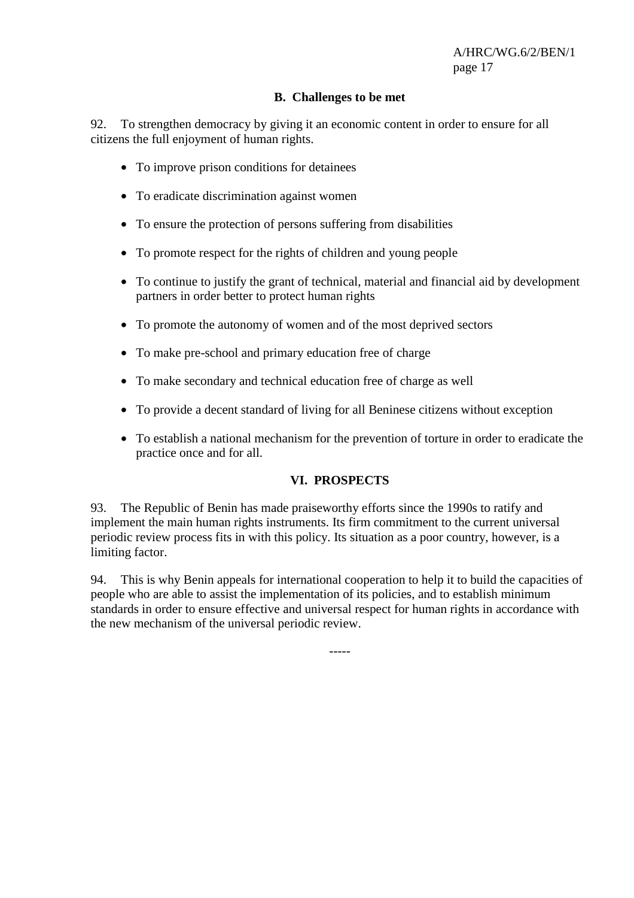### B. Challenges to be met

92. To strengthen democracy by giving it an economic content in order to ensure for all citizens the full enjoyment of human rights.

- To improve prison conditions for detainees
- To eradicate discrimination against women
- To ensure the protection of persons suffering from disabilities
- To promote respect for the rights of children and young people
- To continue to justify the grant of technical, material and financial aid by development partners in order better to protect human rights
- To promote the autonomy of women and of the most deprived sectors
- To make pre-school and primary education free of charge
- To make secondary and technical education free of charge as well
- To provide a decent standard of living for all Beninese citizens without exception
- To establish a national mechanism for the prevention of torture in order to eradicate the practice once and for all.

## VI. PROSPECTS

93. The Republic of Benin has made praiseworthy efforts since the 1990s to ratify and implement the main human rights instruments. Its firm commitment to the current universal periodic review process fits in with this policy. Its situation as a poor country, however, is a limiting factor.

94. This is why Benin appeals for international cooperation to help it to build the capacities of people who are able to assist the implementation of its policies, and to establish minimum standards in order to ensure effective and universal respect for human rights in accordance with the new mechanism of the universal periodic review.

-----